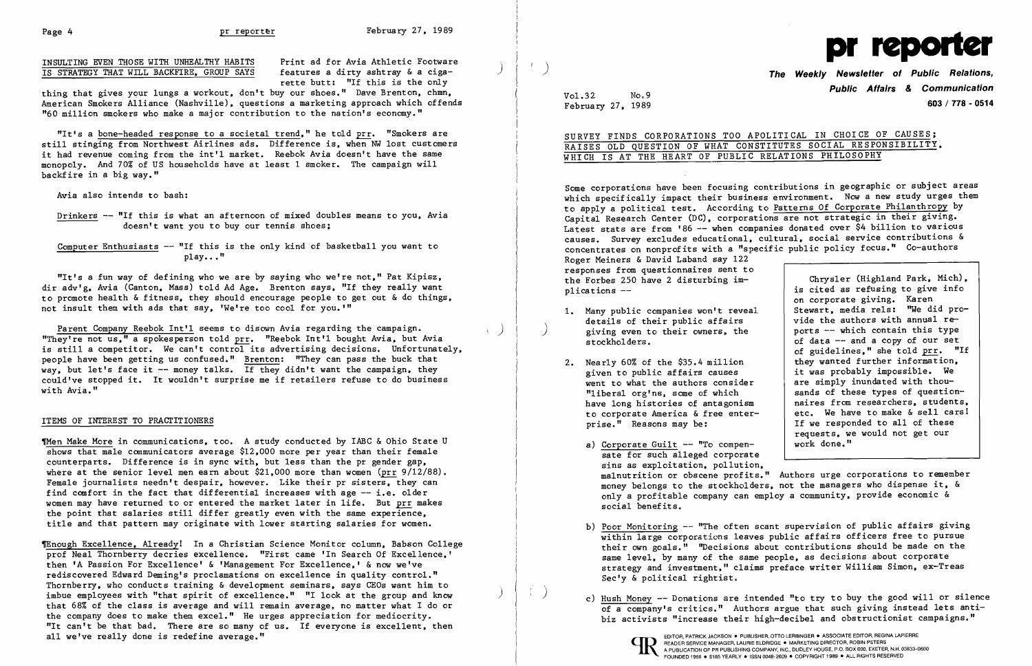## INSULTING EVEN THOSE WITH UNHEALTHY HABITS IS STRATEGY THAT WILL BACKFIRE, GROUP SAYS

Print ad for Avia Athletic Footware features a dirty ashtray & a cigarette butt: "If this is the only thing that gives your lungs a workout, don't buy our shoes." Dave Brenton, chmn, American Smokers Alliance (Nashville), questions a marketing approach which offends "60 million smokers who make a major contribution to the nation's economy."

"It's a bone-headed response to a societal trend," he told prr. "Smokers are still stinging from Northwest Airlines ads. Difference is, when NW lost customers it had revenue coming from the int'l market. Reebok Avia doesn't have the same monopoly. And 70% of US households have at least 1 smoker. The campaign will backfire in a big way."

Avia also intends to bash:

Drinkers -- "If this is what an afternoon of mixed doubles means to you, Avia doesn't want you to buy our tennis shoes;

Computer Enthusiasts -- "If this is the only kind of basketball you want to play..."

"It's a fun way of defining who we are by saying who we're not," Pat Kipisz, dir adv'g, Avia (Canton, Mass) told Ad Age. Brenton says, "If they really want to promote health & fitness, they should encourage people to get out & do things, not insult them with ads that say, 'We're too cool for you.'"

Parent Company Reebok Int'l seems to disown Avia regarding the campaign. "They're not us," a spokesperson told prr. "Reebok Int'l bought Avia, but Avia is still a competitor. We can't control its advertising decisions. Unfortunately, people have been getting us confused." Brenton: "They can pass the buck that way, but let's face it -- money talks. If they didn't want the campaign, they could've stopped it. It wouldn't surprise me if retailers refuse to do business with Avia."

## ITEMS OF INTEREST TO PRACTITIONERS

¶Men Make More in communications, too. A study conducted by IABC & Ohio State U shows that male communicators average $12,000 more per year than their female counterparts. Difference is in sync with, but less than the pr gender gap, where at the senior level men earn about $21,000 more than women (prr 9/12/88). Female journalists needn't despair, however. Like their pr sisters, they can find comfort in the fact that differential increases with age -- i.e. older women may have returned to or entered the market later in life. But prr makes the point that salaries still differ greatly even with the same experience, title and that pattern may originate with lower starting salaries for women.

¶Enough Excellence, Already! In a Christian Science Monitor column, Babson College prof Neal Thornberry decries excellence. "First came 'In Search Of Excellence,' then 'A Passion For Excellence' & 'Management For Excellence,' & now we've rediscovered Edward Deming's proclamations on excellence in quality control." Thornberry, who conducts training & development seminars, says CEOs want him to imbue employees with "that spirit of excellence." "I look at the group and know that 68% of the class is average and will remain average, no matter what I do or the company does to make them excel." He urges appreciation for mediocrity. "It can't be that bad. There are so many of us. If everyone is excellent, then all we've really done is redefine average."

# pr reporter

**The Weekly Newsletter of Public Relations, Public Affairs & Communication**

603 / 778 - 0514

Vol.32 No.9
February 27, 1989

## SURVEY FINDS CORPORATIONS TOO APOLITICAL IN CHOICE OF CAUSES; RAISES OLD QUESTION OF WHAT CONSTITUTES SOCIAL RESPONSIBILITY, WHICH IS AT THE HEART OF PUBLIC RELATIONS PHILOSOPHY

Some corporations have been focusing contributions in geographic or subject areas which specifically impact their business environment. Now a new study urges them to apply a political test. According to Patterns Of Corporate Philanthropy by Capital Research Center (DC), corporations are not strategic in their giving. Latest stats are from '86 -- when companies donated over $4 billion to various causes. Survey excludes educational, cultural, social service contributions & concentrates on nonprofits with a "specific public policy focus." Co-authors Roger Meiners & David Laband say 122 responses from questionnaires sent to the Forbes 250 have 2 disturbing implications --

1. Many public companies won't reveal details of their public affairs giving even to their owners, the stockholders.

2. Nearly 60% of the $35.4 million given to public affairs causes went to what the authors consider "liberal org'ns, some of which have long histories of antagonism to corporate America & free enterprise." Reasons may be:

   a) Corporate Guilt -- "To compensate for such alleged corporate sins as exploitation, pollution, malnutrition or obscene profits." Authors urge corporations to remember money belongs to the stockholders, not the managers who dispense it, & only a profitable company can employ a community, provide economic & social benefits.

   b) Poor Monitoring -- "The often scant supervision of public affairs giving within large corporations leaves public affairs officers free to pursue their own goals." "Decisions about contributions should be made on the same level, by many of the same people, as decisions about corporate strategy and investment," claims preface writer William Simon, ex-Treas Sec'y & political rightist.

   c) Hush Money -- Donations are intended "to try to buy the good will or silence of a company's critics." Authors argue that such giving instead lets anti-biz activists "increase their high-decibel and obstructionist campaigns."

> Chrysler (Highland Park, Mich), is cited as refusing to give info on corporate giving. Karen Stewart, media rels: "We did provide the authors with annual reports -- which contain this type of data -- and a copy of our set of guidelines," she told prr. "If they wanted further information, it was probably impossible. We are simply inundated with thousands of these types of questionnaires from researchers, students, etc. We have to make & sell cars! If we responded to all of these requests, we would not get our work done."

EDITOR, PATRICK JACKSON • PUBLISHER, OTTO LERBINGER • ASSOCIATE EDITOR, REGINA LAPIERRE
READER SERVICE MANAGER, LAURIE ELDRIDGE • MARKETING DIRECTOR, ROBIN PETERS
A PUBLICATION OF PR PUBLISHING COMPANY, INC., DUDLEY HOUSE, P.O. BOX 600, EXETER, N.H. 03833-0600
FOUNDED 1958 • $165 YEARLY • ISSN 0048-2609 • COPYRIGHT 1989 • ALL RIGHTS RESERVED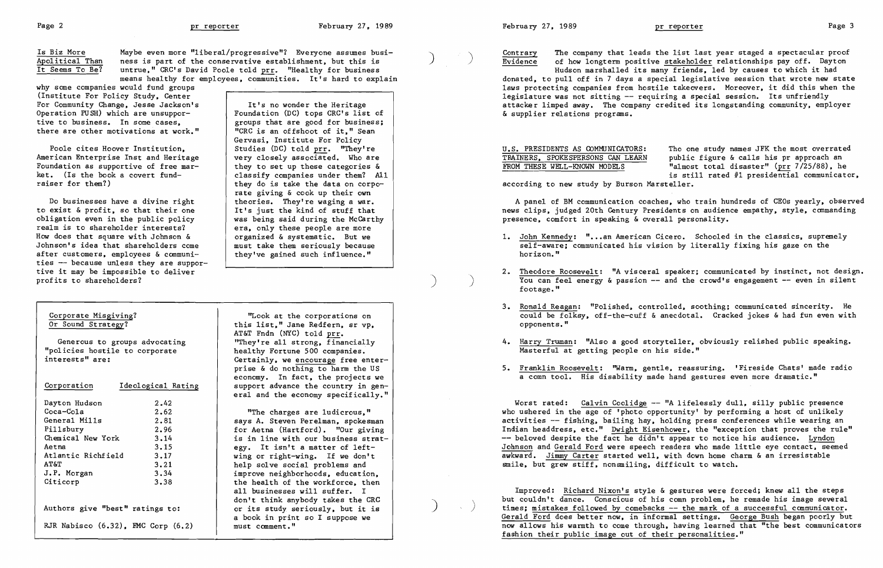**Is Biz More Apolitical Than It Seems To Be?** Maybe even more "liberal/progressive"? Everyone assumes business is part of the conservative establishment, but this is untrue," CRC's David Poole told prr. "Healthy for business means healthy for employees, communities. It's hard to explain why some companies would fund groups (Institute For Policy Study, Center For Community Change, Jesse Jackson's Operation PUSH) which are unsupportive to business. In some cases, there are other motivations at work."

Poole cites Hoover Institution, American Enterprise Inst and Heritage Foundation as supportive of free market. (Is the book a covert fundraiser for them?)

Do businesses have a divine right to exist & profit, so that their one obligation even in the public policy realm is to shareholder interests? How does that square with Johnson & Johnson's idea that shareholders come after customers, employees & communities -- because unless they are supportive it may be impossible to deliver profits to shareholders?

> It's no wonder the Heritage Foundation (DC) tops CRC's list of groups that are good for business; "CRC is an offshoot of it," Sean Gervasi, Institute For Policy Studies (DC) told prr. "They're very closely associated. Who are they to set up these categories & classify companies under them? All they do is take the data on corporate giving & cook up their own theories. They're waging a war. It's just the kind of stuff that was being said during the McCarthy era, only these people are more organized & systematic. But we must take them seriously because they've gained such influence."

**Corporate Misgiving? Or Sound Strategy?**

Generous to groups advocating "policies hostile to corporate interests" are:

| Corporation | Ideological Rating |
|---|---|
| Dayton Hudson | 2.42 |
| Coca-Cola | 2.62 |
| General Mills | 2.81 |
| Pillsbury | 2.96 |
| Chemical New York | 3.14 |
| Aetna | 3.15 |
| Atlantic Richfield | 3.17 |
| AT&T | 3.21 |
| J.P. Morgan | 3.34 |
| Citicorp | 3.38 |

Authors give "best" ratings to:

RJR Nabisco (6.32), FMC Corp (6.2)

"Look at the corporations on this list," Jane Redfern, sr vp, AT&T Fndn (NYC) told prr. "They're all strong, financially healthy Fortune 500 companies. Certainly, we encourage free enterprise & do nothing to harm the US economy. In fact, the projects we support advance the country in general and the economy specifically."

"The charges are ludicrous," says A. Steven Perelman, spokesman for Aetna (Hartford). "Our giving is in line with our business strategy. It isn't a matter of left-wing or right-wing. If we don't help solve social problems and improve neighborhoods, education, the health of the workforce, then all businesses will suffer. I don't think anybody takes the CRC or its study seriously, but it is a book in print so I suppose we must comment."

**Contrary Evidence** The company that leads the list last year staged a spectacular proof of how longterm positive stakeholder relationships pay off. Dayton Hudson marshalled its many friends, led by causes to which it had donated, to pull off in 7 days a special legislative session that wrote new state laws protecting companies from hostile takeovers. Moreover, it did this when the legislature was not sitting -- requiring a special session. Its unfriendly attacker limped away. The company credited its longstanding community, employer & supplier relations programs.

## U.S. PRESIDENTS AS COMMUNICATORS: TRAINERS, SPOKESPERSONS CAN LEARN FROM THESE WELL-KNOWN MODELS

Tho one study names JFK the most overrated public figure & calls his pr approach an "almost total disaster" (prr 7/25/88), he is still rated #1 presidential communicator, according to new study by Burson Marsteller.

A panel of BM communication coaches, who train hundreds of CEOs yearly, observed news clips, judged 20th Century Presidents on audience empathy, style, commanding presence, comfort in speaking & overall personality.

1. John Kennedy: "...an American Cicero. Schooled in the classics, supremely self-aware; communicated his vision by literally fixing his gaze on the horizon."
2. Theodore Roosevelt: "A visceral speaker; communicated by instinct, not design. You can feel energy & passion -- and the crowd's engagement -- even in silent footage."
3. Ronald Reagan: "Polished, controlled, soothing; communicated sincerity. He could be folksy, off-the-cuff & anecdotal. Cracked jokes & had fun even with opponents."
4. Harry Truman: "Also a good storyteller, obviously relished public speaking. Masterful at getting people on his side."
5. Franklin Roosevelt: "Warm, gentle, reassuring. 'Fireside Chats' made radio a comn tool. His disability made hand gestures even more dramatic."

Worst rated: Calvin Coolidge -- "A lifelessly dull, silly public presence who ushered in the age of 'photo opportunity' by performing a host of unlikely activities -- fishing, bailing hay, holding press conferences while wearing an Indian headdress, etc." Dwight Eisenhower, the "exception that proves the rule" -- beloved despite the fact he didn't appear to notice his audience. Lyndon Johnson and Gerald Ford were speech readers who made little eye contact, seemed awkward. Jimmy Carter started well, with down home charm & an irresistable smile, but grew stiff, nonsmiling, difficult to watch.

Improved: Richard Nixon's style & gestures were forced; knew all the steps but couldn't dance. Conscious of his comn problem, he remade his image several times; mistakes followed by comebacks -- the mark of a successful communicator. Gerald Ford does better now, in informal settings. George Bush began poorly but now allows his warmth to come through, having learned that "the best communicators fashion their public image out of their personalities."